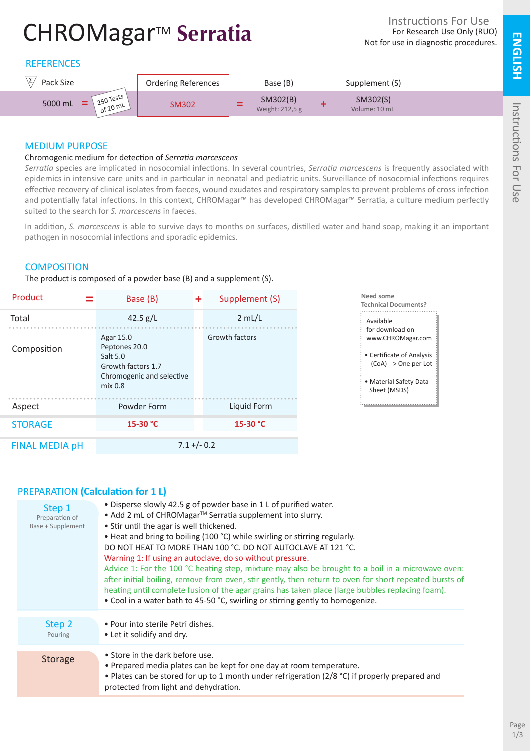# CHROMagar™ **Serratia**

Instructions For Use
For Research Use Only (RUO)
Not for use in diagnostic procedures.

ENGLISH

## REFERENCES

| Pack Size | | Ordering References | | Base (B) | | Supplement (S) |
|---|---|---|---|---|---|---|
| 5000 mL | = 250 Tests of 20 mL | SM302 | = | SM302(B) Weight: 212,5 g | + | SM302(S) Volume: 10 mL |

## MEDIUM PURPOSE

Chromogenic medium for detection of *Serratia marcescens*

*Serratia* species are implicated in nosocomial infections. In several countries, *Serratia marcescens* is frequently associated with epidemics in intensive care units and in particular in neonatal and pediatric units. Surveillance of nosocomial infections requires effective recovery of clinical isolates from faeces, wound exudates and respiratory samples to prevent problems of cross infection and potentially fatal infections. In this context, CHROMagar™ has developed CHROMagar™ Serratia, a culture medium perfectly suited to the search for *S. marcescens* in faeces.

In addition, *S. marcescens* is able to survive days to months on surfaces, distilled water and hand soap, making it an important pathogen in nosocomial infections and sporadic epidemics.

## COMPOSITION

The product is composed of a powder base (B) and a supplement (S).

| Product = | Base (B) | + Supplement (S) |
|---|---|---|
| Total | 42.5 g/L | 2 mL/L |
| Composition | Agar 15.0<br>Peptones 20.0<br>Salt 5.0<br>Growth factors 1.7<br>Chromogenic and selective mix 0.8 | Growth factors |
| Aspect | Powder Form | Liquid Form |
| STORAGE | 15-30 °C | 15-30 °C |
| FINAL MEDIA pH | 7.1 +/- 0.2 | |

**Need some Technical Documents?**

Available for download on www.CHROMagar.com

- Certificate of Analysis (CoA) --> One per Lot
- Material Safety Data Sheet (MSDS)

## PREPARATION **(Calculation for 1 L)**

**Step 1** – Preparation of Base + Supplement

- Disperse slowly 42.5 g of powder base in 1 L of purified water.
- Add 2 mL of CHROMagar™ Serratia supplement into slurry.
- Stir until the agar is well thickened.
- Heat and bring to boiling (100 °C) while swirling or stirring regularly.

DO NOT HEAT TO MORE THAN 100 °C. DO NOT AUTOCLAVE AT 121 °C.

Warning 1: If using an autoclave, do so without pressure.

Advice 1: For the 100 °C heating step, mixture may also be brought to a boil in a microwave oven: after initial boiling, remove from oven, stir gently, then return to oven for short repeated bursts of heating until complete fusion of the agar grains has taken place (large bubbles replacing foam).

- Cool in a water bath to 45-50 °C, swirling or stirring gently to homogenize.

**Step 2** – Pouring

- Pour into sterile Petri dishes.
- Let it solidify and dry.

**Storage**

- Store in the dark before use.
- Prepared media plates can be kept for one day at room temperature.
- Plates can be stored for up to 1 month under refrigeration (2/8 °C) if properly prepared and protected from light and dehydration.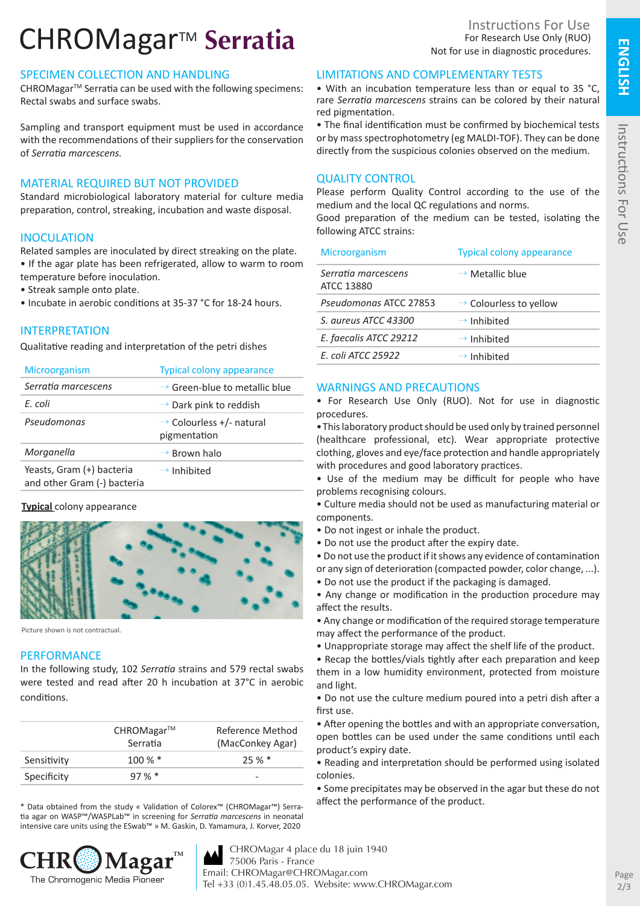# CHROMagar™ Serratia

Instructions For Use
For Research Use Only (RUO)
Not for use in diagnostic procedures.

## SPECIMEN COLLECTION AND HANDLING

CHROMagar™ Serratia can be used with the following specimens: Rectal swabs and surface swabs.

Sampling and transport equipment must be used in accordance with the recommendations of their suppliers for the conservation of *Serratia marcescens.*

## MATERIAL REQUIRED BUT NOT PROVIDED

Standard microbiological laboratory material for culture media preparation, control, streaking, incubation and waste disposal.

## INOCULATION

Related samples are inoculated by direct streaking on the plate.

- If the agar plate has been refrigerated, allow to warm to room temperature before inoculation.
- Streak sample onto plate.
- Incubate in aerobic conditions at 35-37 °C for 18-24 hours.

## INTERPRETATION

Qualitative reading and interpretation of the petri dishes

| Microorganism | Typical colony appearance |
|---|---|
| *Serratia marcescens* | → Green-blue to metallic blue |
| *E. coli* | → Dark pink to reddish |
| *Pseudomonas* | → Colourless +/- natural pigmentation |
| *Morganella* | → Brown halo |
| Yeasts, Gram (+) bacteria and other Gram (-) bacteria | → Inhibited |

**Typical** colony appearance

Picture shown is not contractual.

## PERFORMANCE

In the following study, 102 *Serratia* strains and 579 rectal swabs were tested and read after 20 h incubation at 37°C in aerobic conditions.

| | CHROMagar™ Serratia | Reference Method (MacConkey Agar) |
|---|---|---|
| Sensitivity | 100 % * | 25 % * |
| Specificity | 97 % * | - |

\* Data obtained from the study « Validation of Colorex™ (CHROMagar™) Serratia agar on WASP™/WASPLab™ in screening for *Serratia marcescens* in neonatal intensive care units using the ESwab™ » M. Gaskin, D. Yamamura, J. Korver, 2020

## LIMITATIONS AND COMPLEMENTARY TESTS

- With an incubation temperature less than or equal to 35 °C, rare *Serratia marcescens* strains can be colored by their natural red pigmentation.
- The final identification must be confirmed by biochemical tests or by mass spectrophotometry (eg MALDI-TOF). They can be done directly from the suspicious colonies observed on the medium.

## QUALITY CONTROL

Please perform Quality Control according to the use of the medium and the local QC regulations and norms.
Good preparation of the medium can be tested, isolating the following ATCC strains:

| Microorganism | Typical colony appearance |
|---|---|
| *Serratia marcescens* ATCC 13880 | → Metallic blue |
| *Pseudomonas* ATCC 27853 | → Colourless to yellow |
| *S. aureus ATCC 43300* | → Inhibited |
| *E. faecalis ATCC 29212* | → Inhibited |
| *E. coli ATCC 25922* | → Inhibited |

## WARNINGS AND PRECAUTIONS

- For Research Use Only (RUO). Not for use in diagnostic procedures.
- This laboratory product should be used only by trained personnel (healthcare professional, etc). Wear appropriate protective clothing, gloves and eye/face protection and handle appropriately with procedures and good laboratory practices.
- Use of the medium may be difficult for people who have problems recognising colours.
- Culture media should not be used as manufacturing material or components.
- Do not ingest or inhale the product.
- Do not use the product after the expiry date.
- Do not use the product if it shows any evidence of contamination or any sign of deterioration (compacted powder, color change, ...).
- Do not use the product if the packaging is damaged.
- Any change or modification in the production procedure may affect the results.
- Any change or modification of the required storage temperature may affect the performance of the product.
- Unappropriate storage may affect the shelf life of the product.
- Recap the bottles/vials tightly after each preparation and keep them in a low humidity environment, protected from moisture and light.
- Do not use the culture medium poured into a petri dish after a first use.
- After opening the bottles and with an appropriate conversation, open bottles can be used under the same conditions until each product's expiry date.
- Reading and interpretation should be performed using isolated colonies.
- Some precipitates may be observed in the agar but these do not affect the performance of the product.

CHROMagar™ The Chromogenic Media Pioneer

CHROMagar 4 place du 18 juin 1940
75006 Paris - France
Email: CHROMagar@CHROMagar.com
Tel +33 (0)1.45.48.05.05. Website: www.CHROMagar.com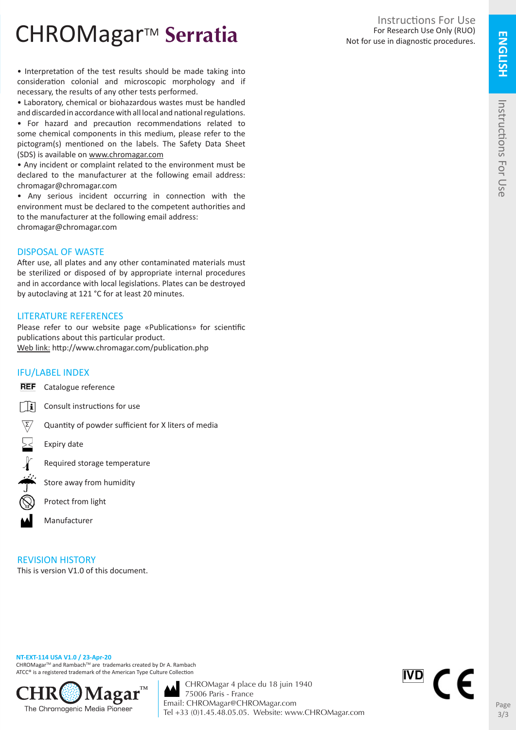# CHROMagar™ Serratia

Instructions For Use
For Research Use Only (RUO)
Not for use in diagnostic procedures.

- Interpretation of the test results should be made taking into consideration colonial and microscopic morphology and if necessary, the results of any other tests performed.
- Laboratory, chemical or biohazardous wastes must be handled and discarded in accordance with all local and national regulations.
- For hazard and precaution recommendations related to some chemical components in this medium, please refer to the pictogram(s) mentioned on the labels. The Safety Data Sheet (SDS) is available on www.chromagar.com
- Any incident or complaint related to the environment must be declared to the manufacturer at the following email address: chromagar@chromagar.com
- Any serious incident occurring in connection with the environment must be declared to the competent authorities and to the manufacturer at the following email address: chromagar@chromagar.com

## DISPOSAL OF WASTE

After use, all plates and any other contaminated materials must be sterilized or disposed of by appropriate internal procedures and in accordance with local legislations. Plates can be destroyed by autoclaving at 121 °C for at least 20 minutes.

## LITERATURE REFERENCES

Please refer to our website page «Publications» for scientific publications about this particular product.
Web link: http://www.chromagar.com/publication.php

## IFU/LABEL INDEX

REF Catalogue reference

Consult instructions for use

Quantity of powder sufficient for X liters of media

Expiry date

Required storage temperature

Store away from humidity

Protect from light

Manufacturer

## REVISION HISTORY

This is version V1.0 of this document.

**NT-EXT-114 USA V1.0 / 23-Apr-20**
CHROMagar™ and Rambach™ are trademarks created by Dr A. Rambach
ATCC® is a registered trademark of the American Type Culture Collection

CHROMagar™ The Chromogenic Media Pioneer

CHROMagar 4 place du 18 juin 1940
75006 Paris - France
Email: CHROMagar@CHROMagar.com
Tel +33 (0)1.45.48.05.05. Website: www.CHROMagar.com

IVD CE